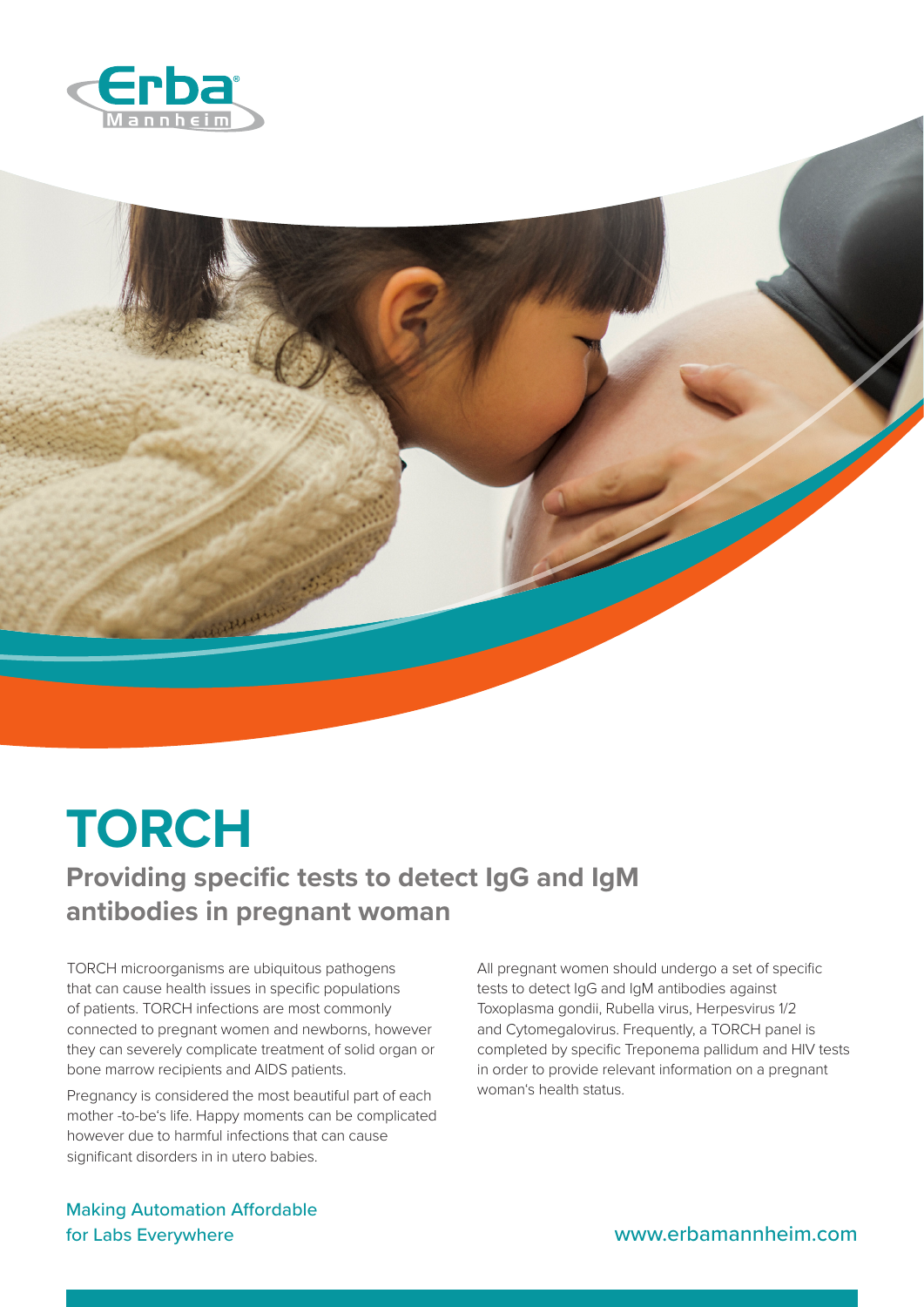# TORCH

## Providing specific tests to detect IgG and IgM antibodies in pregnant woman

TORCH microorganisms are ubiquitous pathogens that can cause health issues in specific populations of patients. TORCH infections are most commonly connected to pregnant women and newborns, however they can severely complicate treatment of solid organ or bone marrow recipients and AIDS patients.

Pregnancy is considered the most beautiful part of each mother -to-be's life. Happy moments can be complicated however due to harmful infections that can cause significant disorders in in utero babies.

All pregnant women should undergo a set of specific tests to detect IgG and IgM antibodies against Toxoplasma gondii, Rubella virus, Herpesvirus 1/2 and Cytomegalovirus. Frequently, a TORCH panel is completed by specific Treponema pallidum and HIV tests in order to provide relevant information on a pregnant woman's health status.

Making Automation Affordable for Labs Everywhere

www.erbamannheim.com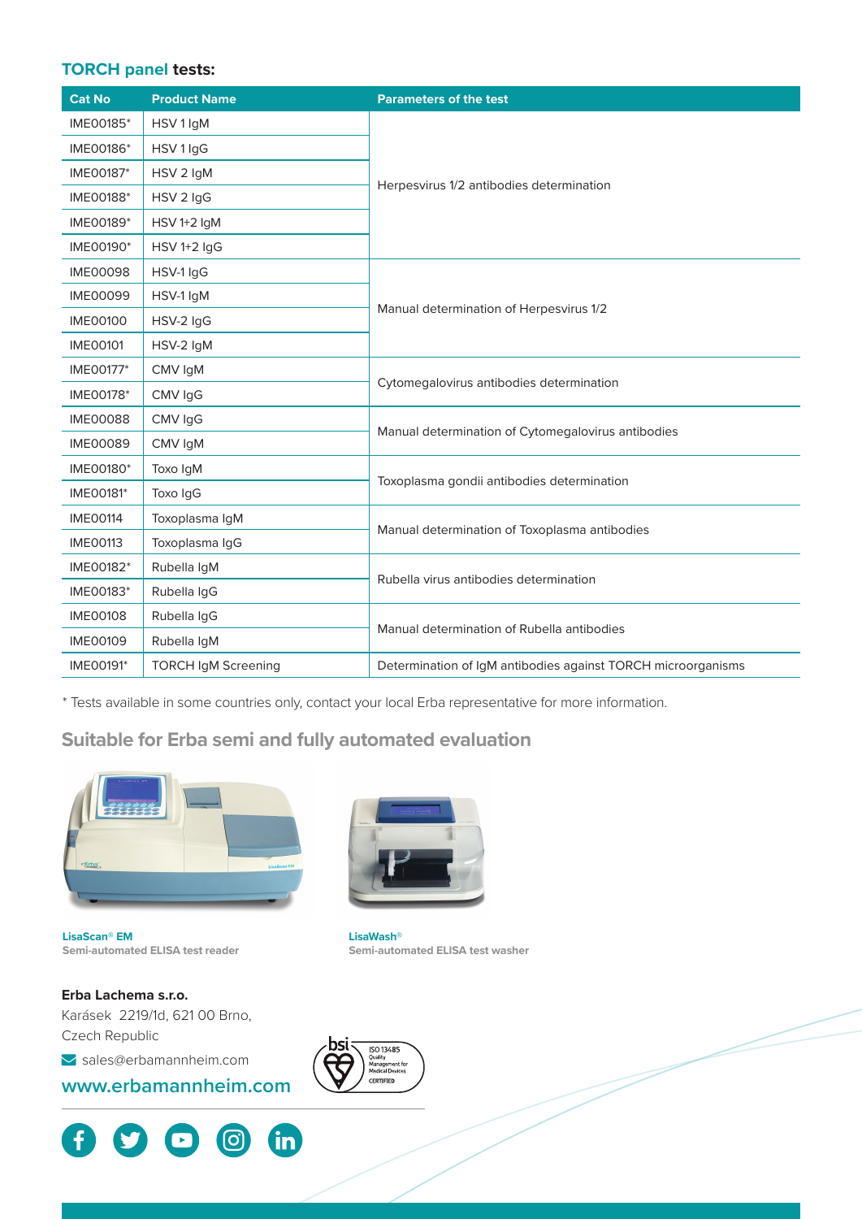## TORCH panel tests:

| Cat No | Product Name | Parameters of the test |
|---|---|---|
| IME00185* | HSV 1 IgM | Herpesvirus 1/2 antibodies determination |
| IME00186* | HSV 1 IgG | |
| IME00187* | HSV 2 IgM | |
| IME00188* | HSV 2 IgG | |
| IME00189* | HSV 1+2 IgM | |
| IME00190* | HSV 1+2 IgG | |
| IME00098 | HSV-1 IgG | Manual determination of Herpesvirus 1/2 |
| IME00099 | HSV-1 IgM | |
| IME00100 | HSV-2 IgG | |
| IME00101 | HSV-2 IgM | |
| IME00177* | CMV IgM | Cytomegalovirus antibodies determination |
| IME00178* | CMV IgG | |
| IME00088 | CMV IgG | Manual determination of Cytomegalovirus antibodies |
| IME00089 | CMV IgM | |
| IME00180* | Toxo IgM | Toxoplasma gondii antibodies determination |
| IME00181* | Toxo IgG | |
| IME00114 | Toxoplasma IgM | Manual determination of Toxoplasma antibodies |
| IME00113 | Toxoplasma IgG | |
| IME00182* | Rubella IgM | Rubella virus antibodies determination |
| IME00183* | Rubella IgG | |
| IME00108 | Rubella IgG | Manual determination of Rubella antibodies |
| IME00109 | Rubella IgM | |
| IME00191* | TORCH IgM Screening | Determination of IgM antibodies against TORCH microorganisms |

* Tests available in some countries only, contact your local Erba representative for more information.

## Suitable for Erba semi and fully automated evaluation

**LisaScan® EM**
Semi-automated ELISA test reader

**LisaWash®**
Semi-automated ELISA test washer

**Erba Lachema s.r.o.**
Karásek 2219/1d, 621 00 Brno,
Czech Republic
sales@erbamannheim.com
**www.erbamannheim.com**

bsi ISO 13485 Quality Management for Medical Devices CERTIFIED